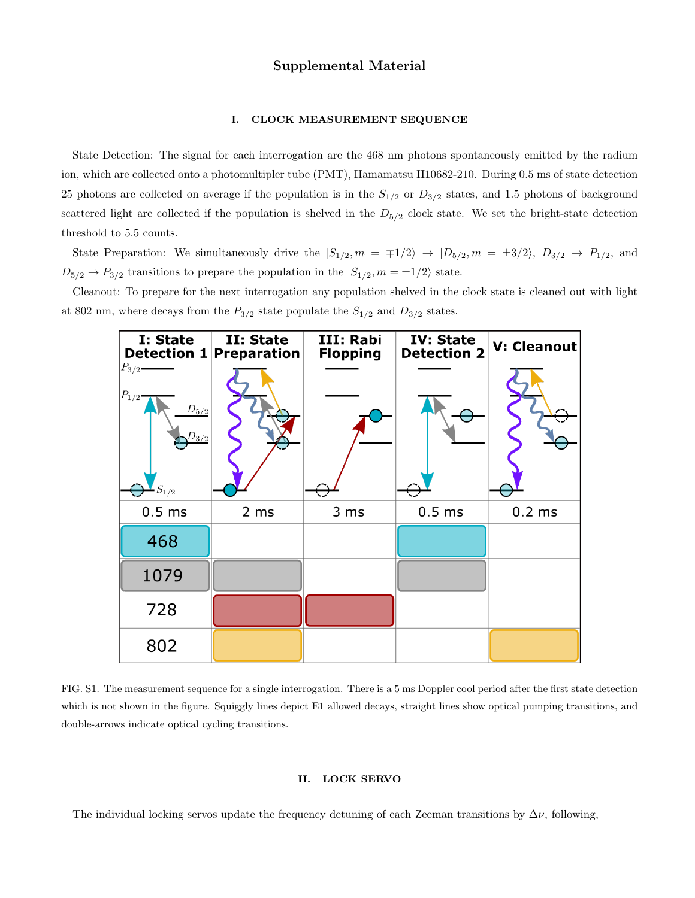# Supplemental Material

## I. CLOCK MEASUREMENT SEQUENCE

State Detection: The signal for each interrogation are the 468 nm photons spontaneously emitted by the radium ion, which are collected onto a photomultipler tube (PMT), Hamamatsu H10682-210. During 0.5 ms of state detection 25 photons are collected on average if the population is in the $S_{1/2}$ or $D_{3/2}$ states, and 1.5 photons of background scattered light are collected if the population is shelved in the $D_{5/2}$ clock state. We set the bright-state detection threshold to 5.5 counts.

State Preparation: We simultaneously drive the $|S_{1/2}, m = \mp 1/2\rangle \rightarrow |D_{5/2}, m = \pm 3/2\rangle$, $D_{3/2} \rightarrow P_{1/2}$, and $D_{5/2} \rightarrow P_{3/2}$ transitions to prepare the population in the $|S_{1/2}, m = \pm 1/2\rangle$ state.

Cleanout: To prepare for the next interrogation any population shelved in the clock state is cleaned out with light at 802 nm, where decays from the $P_{3/2}$ state populate the $S_{1/2}$ and $D_{3/2}$ states.

| I: State Detection 1 | II: State Preparation | III: Rabi Flopping | IV: State Detection 2 | V: Cleanout |
|---|---|---|---|---|
| 0.5 ms | 2 ms | 3 ms | 0.5 ms | 0.2 ms |
| 468 | | | 468 | |
| 1079 | 1079 | | 1079 | |
| 728 | 728 | 728 | | |
| 802 | 802 | | | 802 |

FIG. S1. The measurement sequence for a single interrogation. There is a 5 ms Doppler cool period after the first state detection which is not shown in the figure. Squiggly lines depict E1 allowed decays, straight lines show optical pumping transitions, and double-arrows indicate optical cycling transitions.

## II. LOCK SERVO

The individual locking servos update the frequency detuning of each Zeeman transitions by $\Delta\nu$, following,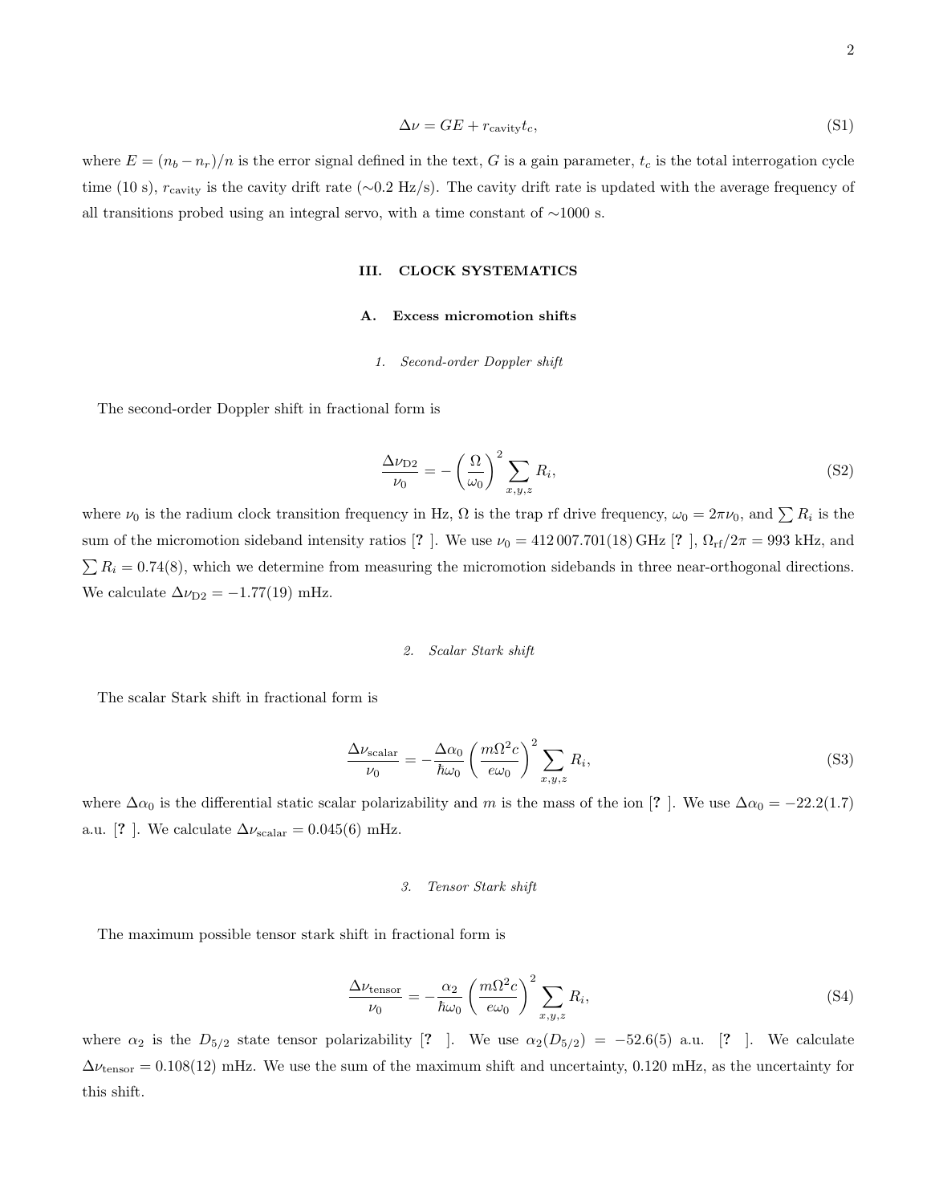$$\Delta\nu = GE + r_{\rm cavity}t_c, \tag{S1}$$

where $E = (n_b - n_r)/n$ is the error signal defined in the text, $G$ is a gain parameter, $t_c$ is the total interrogation cycle time (10 s), $r_{\rm cavity}$ is the cavity drift rate (∼0.2 Hz/s). The cavity drift rate is updated with the average frequency of all transitions probed using an integral servo, with a time constant of ∼1000 s.

## III. CLOCK SYSTEMATICS

### A. Excess micromotion shifts

#### 1. Second-order Doppler shift

The second-order Doppler shift in fractional form is

$$\frac{\Delta\nu_{\rm D2}}{\nu_0} = -\left(\frac{\Omega}{\omega_0}\right)^2 \sum_{x,y,z} R_i, \tag{S2}$$

where $\nu_0$ is the radium clock transition frequency in Hz, $\Omega$ is the trap rf drive frequency, $\omega_0 = 2\pi\nu_0$, and $\sum R_i$ is the sum of the micromotion sideband intensity ratios [? ]. We use $\nu_0 = 412\,007.701(18)$ GHz [? ], $\Omega_{\rm rf}/2\pi = 993$ kHz, and $\sum R_i = 0.74(8)$, which we determine from measuring the micromotion sidebands in three near-orthogonal directions. We calculate $\Delta\nu_{\rm D2} = -1.77(19)$ mHz.

#### 2. Scalar Stark shift

The scalar Stark shift in fractional form is

$$\frac{\Delta\nu_{\rm scalar}}{\nu_0} = -\frac{\Delta\alpha_0}{\hbar\omega_0}\left(\frac{m\Omega^2 c}{e\omega_0}\right)^2 \sum_{x,y,z} R_i, \tag{S3}$$

where $\Delta\alpha_0$ is the differential static scalar polarizability and $m$ is the mass of the ion [? ]. We use $\Delta\alpha_0 = -22.2(1.7)$ a.u. [? ]. We calculate $\Delta\nu_{\rm scalar} = 0.045(6)$ mHz.

#### 3. Tensor Stark shift

The maximum possible tensor stark shift in fractional form is

$$\frac{\Delta\nu_{\rm tensor}}{\nu_0} = -\frac{\alpha_2}{\hbar\omega_0}\left(\frac{m\Omega^2 c}{e\omega_0}\right)^2 \sum_{x,y,z} R_i, \tag{S4}$$

where $\alpha_2$ is the $D_{5/2}$ state tensor polarizability [? ]. We use $\alpha_2(D_{5/2}) = -52.6(5)$ a.u. [? ]. We calculate $\Delta\nu_{\rm tensor} = 0.108(12)$ mHz. We use the sum of the maximum shift and uncertainty, 0.120 mHz, as the uncertainty for this shift.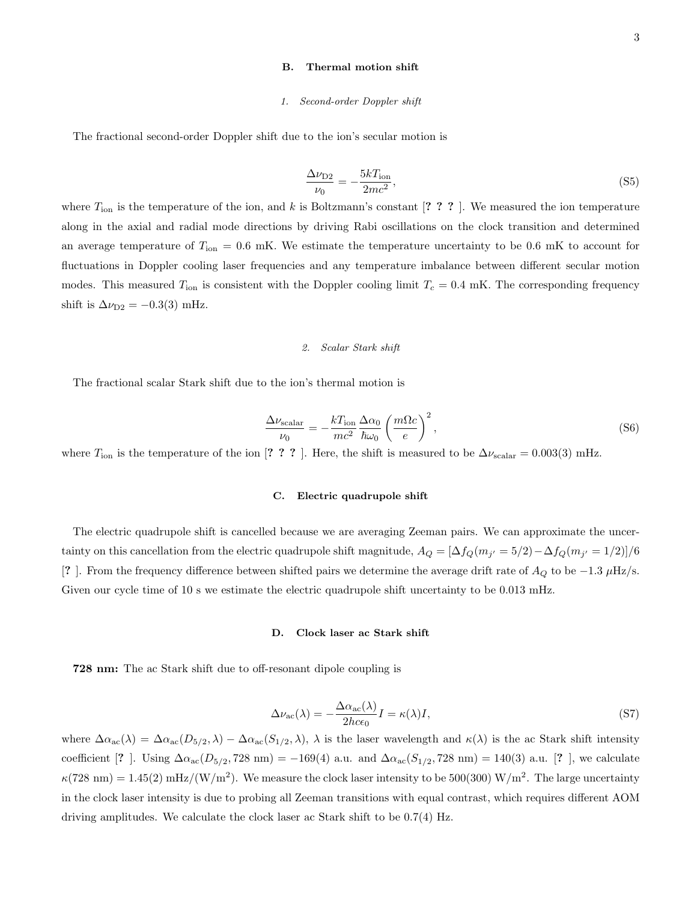### B. Thermal motion shift

#### 1. Second-order Doppler shift

The fractional second-order Doppler shift due to the ion's secular motion is

$$\frac{\Delta\nu_{\mathrm{D2}}}{\nu_0} = -\frac{5kT_{\mathrm{ion}}}{2mc^2}, \tag{S5}$$

where $T_{\mathrm{ion}}$ is the temperature of the ion, and $k$ is Boltzmann's constant [? ? ? ]. We measured the ion temperature along in the axial and radial mode directions by driving Rabi oscillations on the clock transition and determined an average temperature of $T_{\mathrm{ion}} = 0.6$ mK. We estimate the temperature uncertainty to be 0.6 mK to account for fluctuations in Doppler cooling laser frequencies and any temperature imbalance between different secular motion modes. This measured $T_{\mathrm{ion}}$ is consistent with the Doppler cooling limit $T_c = 0.4$ mK. The corresponding frequency shift is $\Delta\nu_{\mathrm{D2}} = -0.3(3)$ mHz.

#### 2. Scalar Stark shift

The fractional scalar Stark shift due to the ion's thermal motion is

$$\frac{\Delta\nu_{\mathrm{scalar}}}{\nu_0} = -\frac{kT_{\mathrm{ion}}}{mc^2}\frac{\Delta\alpha_0}{\hbar\omega_0}\left(\frac{m\Omega c}{e}\right)^2, \tag{S6}$$

where $T_{\mathrm{ion}}$ is the temperature of the ion [? ? ? ]. Here, the shift is measured to be $\Delta\nu_{\mathrm{scalar}} = 0.003(3)$ mHz.

### C. Electric quadrupole shift

The electric quadrupole shift is cancelled because we are averaging Zeeman pairs. We can approximate the uncertainty on this cancellation from the electric quadrupole shift magnitude, $A_Q = [\Delta f_Q(m_{j'} = 5/2) - \Delta f_Q(m_{j'} = 1/2)]/6$ [? ]. From the frequency difference between shifted pairs we determine the average drift rate of $A_Q$ to be $-1.3$ $\mu$Hz/s. Given our cycle time of 10 s we estimate the electric quadrupole shift uncertainty to be 0.013 mHz.

### D. Clock laser ac Stark shift

**728 nm:** The ac Stark shift due to off-resonant dipole coupling is

$$\Delta\nu_{\mathrm{ac}}(\lambda) = -\frac{\Delta\alpha_{\mathrm{ac}}(\lambda)}{2hc\epsilon_0}I = \kappa(\lambda)I, \tag{S7}$$

where $\Delta\alpha_{\mathrm{ac}}(\lambda) = \Delta\alpha_{\mathrm{ac}}(D_{5/2},\lambda) - \Delta\alpha_{\mathrm{ac}}(S_{1/2},\lambda)$, $\lambda$ is the laser wavelength and $\kappa(\lambda)$ is the ac Stark shift intensity coefficient [? ]. Using $\Delta\alpha_{\mathrm{ac}}(D_{5/2}, 728\text{ nm}) = -169(4)$ a.u. and $\Delta\alpha_{\mathrm{ac}}(S_{1/2}, 728\text{ nm}) = 140(3)$ a.u. [? ], we calculate $\kappa(728\text{ nm}) = 1.45(2)$ mHz/(W/m$^2$). We measure the clock laser intensity to be 500(300) W/m$^2$. The large uncertainty in the clock laser intensity is due to probing all Zeeman transitions with equal contrast, which requires different AOM driving amplitudes. We calculate the clock laser ac Stark shift to be 0.7(4) Hz.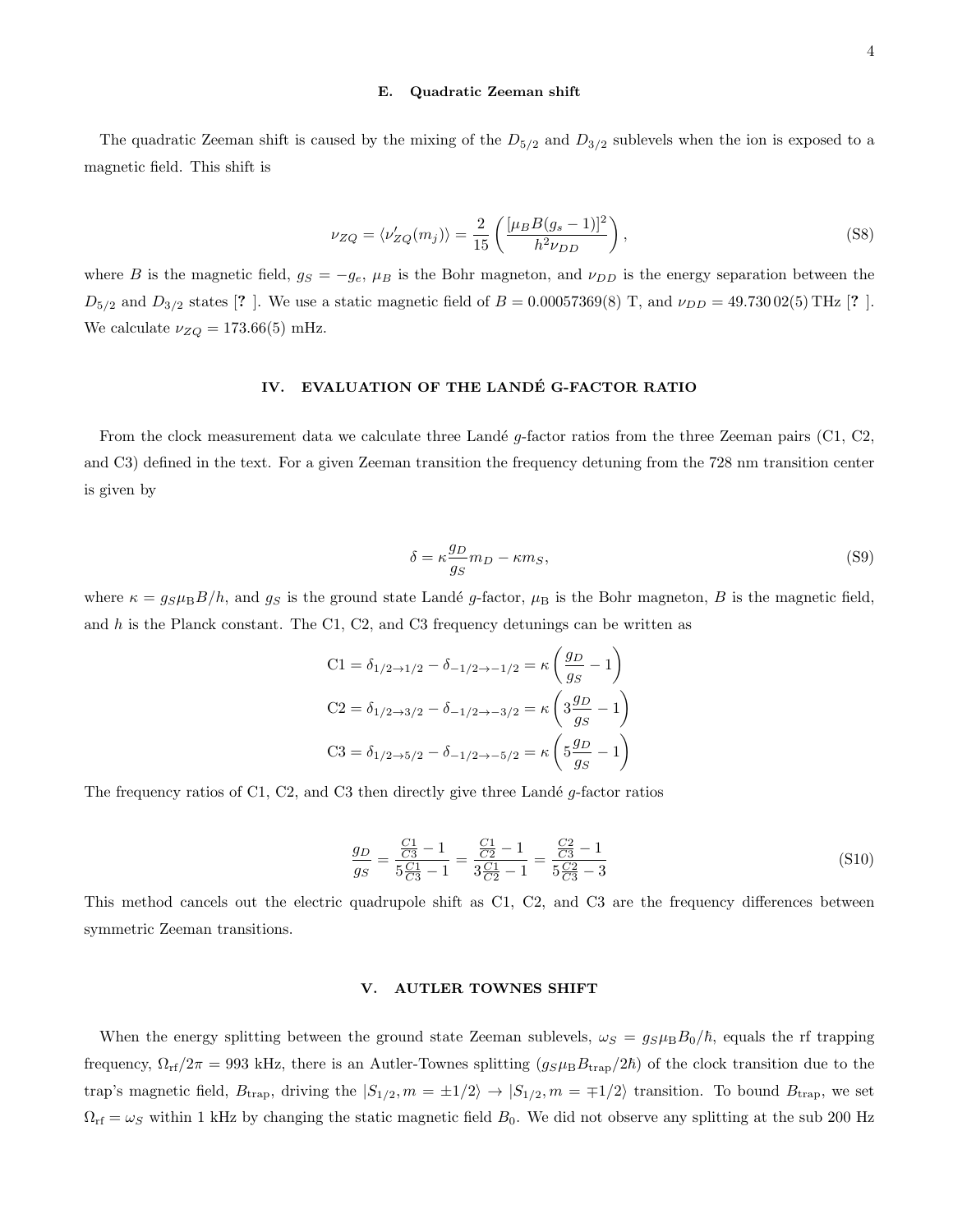### E. Quadratic Zeeman shift

The quadratic Zeeman shift is caused by the mixing of the $D_{5/2}$ and $D_{3/2}$ sublevels when the ion is exposed to a magnetic field. This shift is

$$\nu_{ZQ} = \langle \nu'_{ZQ}(m_j) \rangle = \frac{2}{15}\left(\frac{[\mu_B B(g_s - 1)]^2}{h^2 \nu_{DD}}\right), \tag{S8}$$

where $B$ is the magnetic field, $g_S = -g_e$, $\mu_B$ is the Bohr magneton, and $\nu_{DD}$ is the energy separation between the $D_{5/2}$ and $D_{3/2}$ states [? ]. We use a static magnetic field of $B = 0.00057369(8)$ T, and $\nu_{DD} = 49.730\,02(5)$ THz [? ]. We calculate $\nu_{ZQ} = 173.66(5)$ mHz.

## IV. EVALUATION OF THE LANDÉ G-FACTOR RATIO

From the clock measurement data we calculate three Landé $g$-factor ratios from the three Zeeman pairs (C1, C2, and C3) defined in the text. For a given Zeeman transition the frequency detuning from the 728 nm transition center is given by

$$\delta = \kappa \frac{g_D}{g_S} m_D - \kappa m_S, \tag{S9}$$

where $\kappa = g_S \mu_\mathrm{B} B/h$, and $g_S$ is the ground state Landé $g$-factor, $\mu_\mathrm{B}$ is the Bohr magneton, $B$ is the magnetic field, and $h$ is the Planck constant. The C1, C2, and C3 frequency detunings can be written as

$$\begin{aligned}
\mathrm{C1} &= \delta_{1/2\to 1/2} - \delta_{-1/2\to -1/2} = \kappa\left(\frac{g_D}{g_S} - 1\right) \\
\mathrm{C2} &= \delta_{1/2\to 3/2} - \delta_{-1/2\to -3/2} = \kappa\left(3\frac{g_D}{g_S} - 1\right) \\
\mathrm{C3} &= \delta_{1/2\to 5/2} - \delta_{-1/2\to -5/2} = \kappa\left(5\frac{g_D}{g_S} - 1\right)
\end{aligned}$$

The frequency ratios of C1, C2, and C3 then directly give three Landé $g$-factor ratios

$$\frac{g_D}{g_S} = \frac{\frac{C1}{C3} - 1}{5\frac{C1}{C3} - 1} = \frac{\frac{C1}{C2} - 1}{3\frac{C1}{C2} - 1} = \frac{\frac{C2}{C3} - 1}{5\frac{C2}{C3} - 3} \tag{S10}$$

This method cancels out the electric quadrupole shift as C1, C2, and C3 are the frequency differences between symmetric Zeeman transitions.

## V. AUTLER TOWNES SHIFT

When the energy splitting between the ground state Zeeman sublevels, $\omega_S = g_S \mu_\mathrm{B} B_0/\hbar$, equals the rf trapping frequency, $\Omega_\mathrm{rf}/2\pi = 993$ kHz, there is an Autler-Townes splitting ($g_S \mu_\mathrm{B} B_\mathrm{trap}/2\hbar$) of the clock transition due to the trap's magnetic field, $B_\mathrm{trap}$, driving the $|S_{1/2}, m = \pm 1/2\rangle \to |S_{1/2}, m = \mp 1/2\rangle$ transition. To bound $B_\mathrm{trap}$, we set $\Omega_\mathrm{rf} = \omega_S$ within 1 kHz by changing the static magnetic field $B_0$. We did not observe any splitting at the sub 200 Hz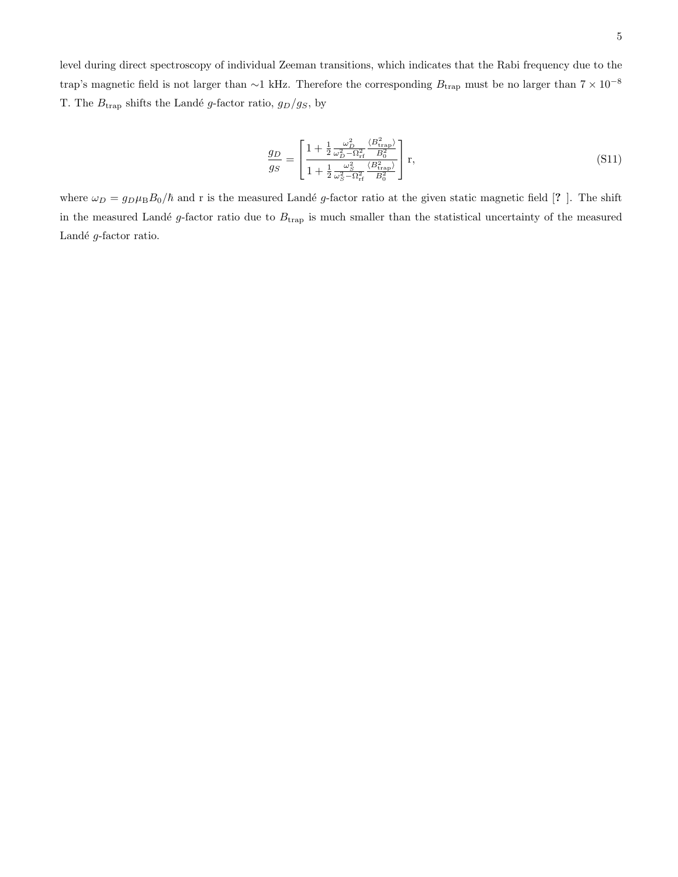level during direct spectroscopy of individual Zeeman transitions, which indicates that the Rabi frequency due to the trap's magnetic field is not larger than ∼1 kHz. Therefore the corresponding $B_{\mathrm{trap}}$ must be no larger than $7 \times 10^{-8}$ T. The $B_{\mathrm{trap}}$ shifts the Landé $g$-factor ratio, $g_D/g_S$, by

$$\frac{g_D}{g_S} = \left[ \frac{1 + \frac{1}{2} \frac{\omega_D^2}{\omega_D^2 - \Omega_{\mathrm{rf}}^2} \frac{\langle B_{\mathrm{trap}}^2 \rangle}{B_0^2}}{1 + \frac{1}{2} \frac{\omega_S^2}{\omega_S^2 - \Omega_{\mathrm{rf}}^2} \frac{\langle B_{\mathrm{trap}}^2 \rangle}{B_0^2}} \right] \mathrm{r}, \tag{S11}$$

where $\omega_D = g_D \mu_{\mathrm{B}} B_0/\hbar$ and r is the measured Landé $g$-factor ratio at the given static magnetic field [**?** ]. The shift in the measured Landé $g$-factor ratio due to $B_{\mathrm{trap}}$ is much smaller than the statistical uncertainty of the measured Landé $g$-factor ratio.